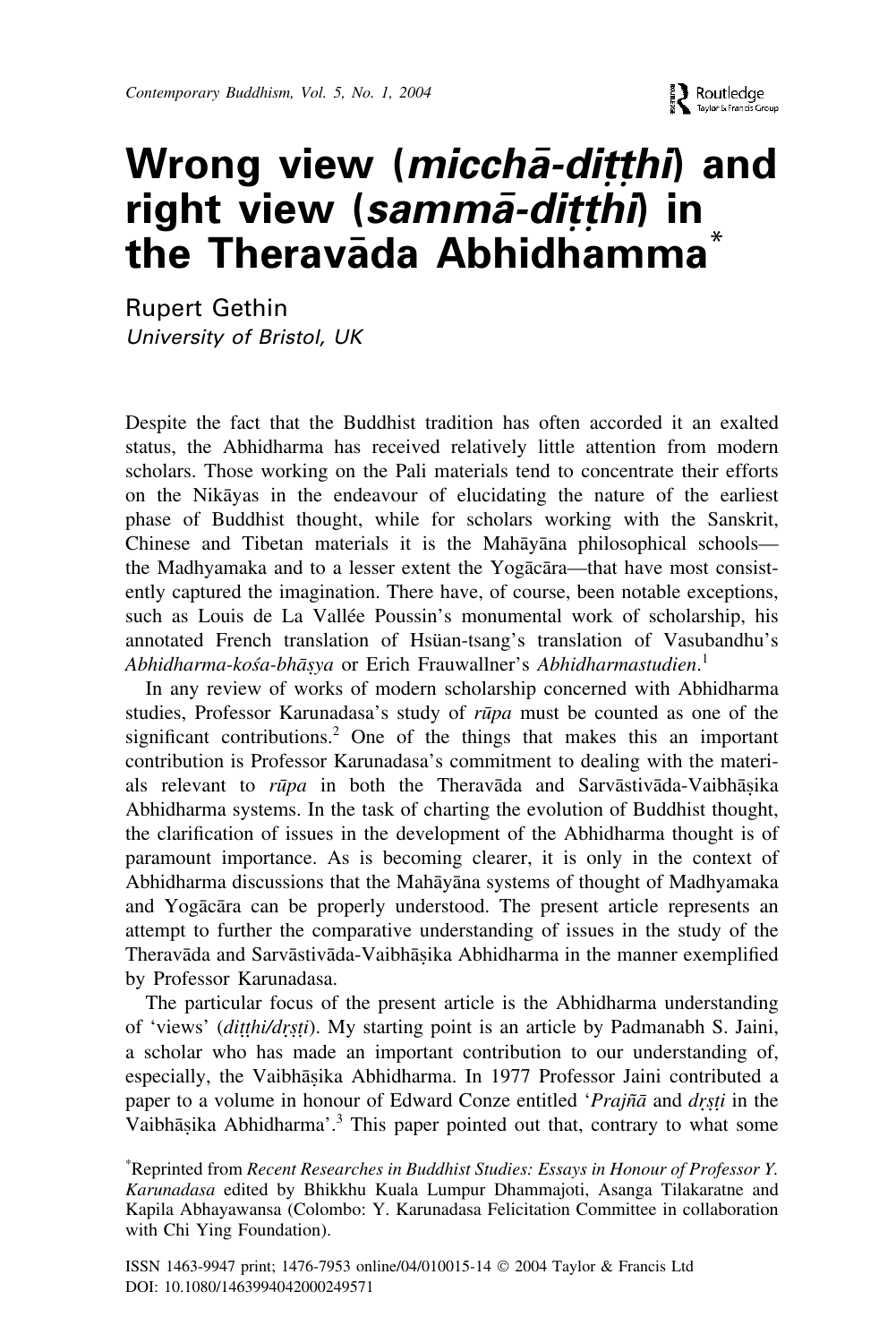# Wrong view (*micchā-diṭṭhi*) and right view (*sammā-diṭṭhi*) in the Theravāda Abhidhamma*

Rupert Gethin

*University of Bristol, UK*

Despite the fact that the Buddhist tradition has often accorded it an exalted status, the Abhidharma has received relatively little attention from modern scholars. Those working on the Pali materials tend to concentrate their efforts on the Nikāyas in the endeavour of elucidating the nature of the earliest phase of Buddhist thought, while for scholars working with the Sanskrit, Chinese and Tibetan materials it is the Mahāyāna philosophical schools—the Madhyamaka and to a lesser extent the Yogācāra—that have most consistently captured the imagination. There have, of course, been notable exceptions, such as Louis de La Vallée Poussin's monumental work of scholarship, his annotated French translation of Hsüan-tsang's translation of Vasubandhu's *Abhidharma-kośa-bhāṣya* or Erich Frauwallner's *Abhidharmastudien*.[1]

In any review of works of modern scholarship concerned with Abhidharma studies, Professor Karunadasa's study of *rūpa* must be counted as one of the significant contributions.[2] One of the things that makes this an important contribution is Professor Karunadasa's commitment to dealing with the materials relevant to *rūpa* in both the Theravāda and Sarvāstivāda-Vaibhāṣika Abhidharma systems. In the task of charting the evolution of Buddhist thought, the clarification of issues in the development of the Abhidharma thought is of paramount importance. As is becoming clearer, it is only in the context of Abhidharma discussions that the Mahāyāna systems of thought of Madhyamaka and Yogācāra can be properly understood. The present article represents an attempt to further the comparative understanding of issues in the study of the Theravāda and Sarvāstivāda-Vaibhāṣika Abhidharma in the manner exemplified by Professor Karunadasa.

The particular focus of the present article is the Abhidharma understanding of 'views' (*diṭṭhi/dṛṣṭi*). My starting point is an article by Padmanabh S. Jaini, a scholar who has made an important contribution to our understanding of, especially, the Vaibhāṣika Abhidharma. In 1977 Professor Jaini contributed a paper to a volume in honour of Edward Conze entitled '*Prajñā* and *dṛṣṭi* in the Vaibhāṣika Abhidharma'.[3] This paper pointed out that, contrary to what some

*Reprinted from *Recent Researches in Buddhist Studies: Essays in Honour of Professor Y. Karunadasa* edited by Bhikkhu Kuala Lumpur Dhammajoti, Asanga Tilakaratne and Kapila Abhayawansa (Colombo: Y. Karunadasa Felicitation Committee in collaboration with Chi Ying Foundation).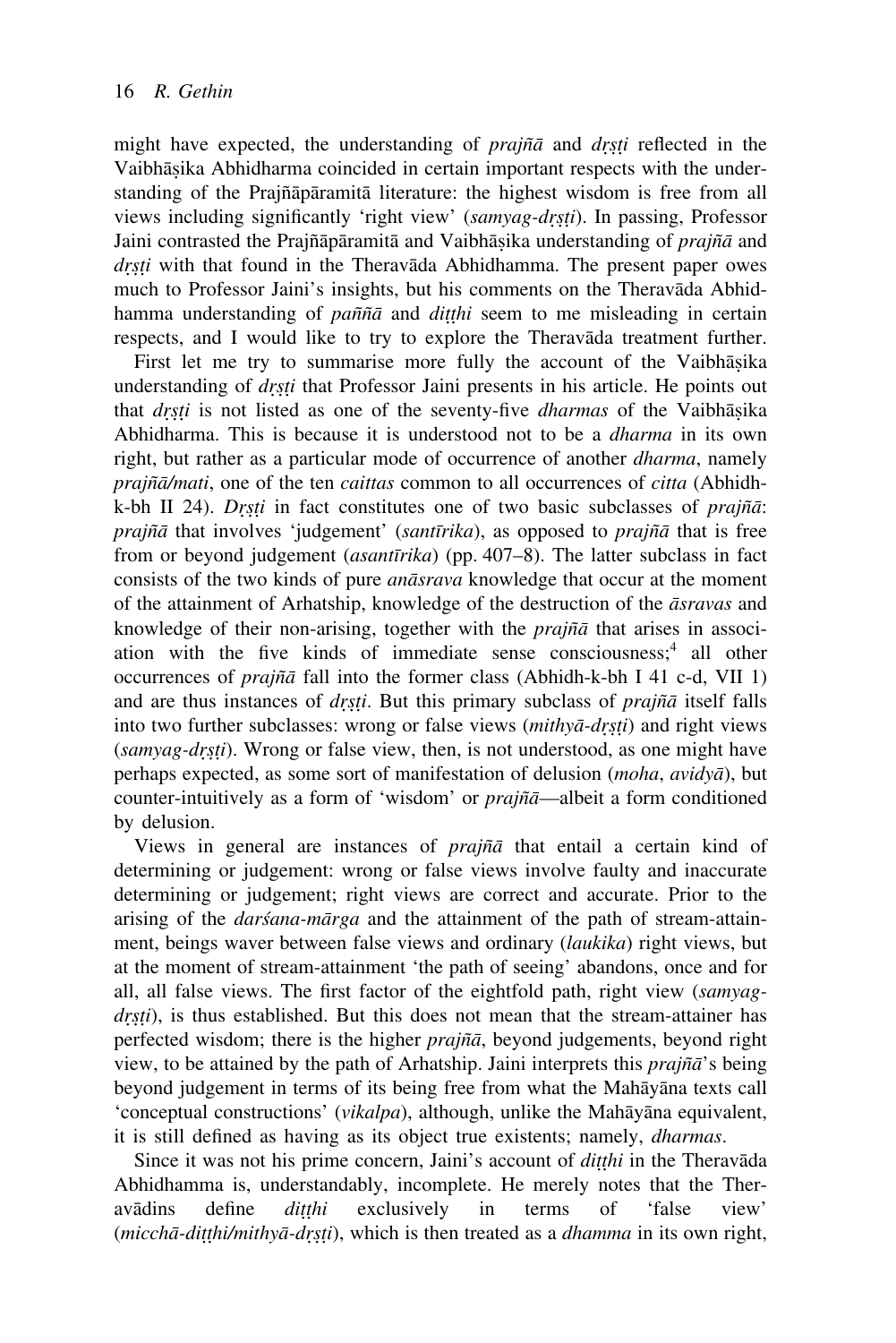might have expected, the understanding of *prajñā* and *dṛṣṭi* reflected in the Vaibhāṣika Abhidharma coincided in certain important respects with the understanding of the Prajñāpāramitā literature: the highest wisdom is free from all views including significantly 'right view' (*samyag-dṛṣṭi*). In passing, Professor Jaini contrasted the Prajñāpāramitā and Vaibhāṣika understanding of *prajñā* and *dṛṣṭi* with that found in the Theravāda Abhidhamma. The present paper owes much to Professor Jaini's insights, but his comments on the Theravāda Abhidhamma understanding of *paññā* and *diṭṭhi* seem to me misleading in certain respects, and I would like to try to explore the Theravāda treatment further.

First let me try to summarise more fully the account of the Vaibhāṣika understanding of *dṛṣṭi* that Professor Jaini presents in his article. He points out that *dṛṣṭi* is not listed as one of the seventy-five *dharmas* of the Vaibhāṣika Abhidharma. This is because it is understood not to be a *dharma* in its own right, but rather as a particular mode of occurrence of another *dharma*, namely *prajñā/mati*, one of the ten *caittas* common to all occurrences of *citta* (Abhidh-k-bh II 24). *Dṛṣṭi* in fact constitutes one of two basic subclasses of *prajñā*: *prajñā* that involves 'judgement' (*santīrika*), as opposed to *prajñā* that is free from or beyond judgement (*asantīrika*) (pp. 407–8). The latter subclass in fact consists of the two kinds of pure *anāsrava* knowledge that occur at the moment of the attainment of Arhatship, knowledge of the destruction of the *āsravas* and knowledge of their non-arising, together with the *prajñā* that arises in association with the five kinds of immediate sense consciousness;[4] all other occurrences of *prajñā* fall into the former class (Abhidh-k-bh I 41 c-d, VII 1) and are thus instances of *dṛṣṭi*. But this primary subclass of *prajñā* itself falls into two further subclasses: wrong or false views (*mithyā-dṛṣṭi*) and right views (*samyag-dṛṣṭi*). Wrong or false view, then, is not understood, as one might have perhaps expected, as some sort of manifestation of delusion (*moha*, *avidyā*), but counter-intuitively as a form of 'wisdom' or *prajñā*—albeit a form conditioned by delusion.

Views in general are instances of *prajñā* that entail a certain kind of determining or judgement: wrong or false views involve faulty and inaccurate determining or judgement; right views are correct and accurate. Prior to the arising of the *darśana-mārga* and the attainment of the path of stream-attainment, beings waver between false views and ordinary (*laukika*) right views, but at the moment of stream-attainment 'the path of seeing' abandons, once and for all, all false views. The first factor of the eightfold path, right view (*samyag-dṛṣṭi*), is thus established. But this does not mean that the stream-attainer has perfected wisdom; there is the higher *prajñā*, beyond judgements, beyond right view, to be attained by the path of Arhatship. Jaini interprets this *prajñā*'s being beyond judgement in terms of its being free from what the Mahāyāna texts call 'conceptual constructions' (*vikalpa*), although, unlike the Mahāyāna equivalent, it is still defined as having as its object true existents; namely, *dharmas*.

Since it was not his prime concern, Jaini's account of *diṭṭhi* in the Theravāda Abhidhamma is, understandably, incomplete. He merely notes that the Theravādins define *diṭṭhi* exclusively in terms of 'false view' (*micchā-diṭṭhi/mithyā-dṛṣṭi*), which is then treated as a *dhamma* in its own right,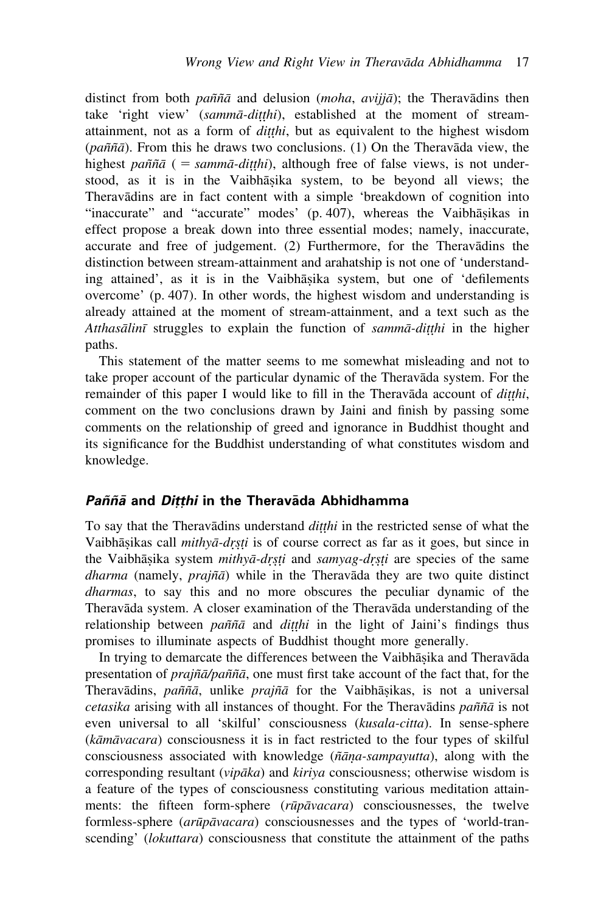distinct from both *paññā* and delusion (*moha*, *avijjā*); the Theravādins then take 'right view' (*sammā-diṭṭhi*), established at the moment of stream-attainment, not as a form of *diṭṭhi*, but as equivalent to the highest wisdom (*paññā*). From this he draws two conclusions. (1) On the Theravāda view, the highest *paññā* ( = *sammā-diṭṭhi*), although free of false views, is not understood, as it is in the Vaibhāṣika system, to be beyond all views; the Theravādins are in fact content with a simple 'breakdown of cognition into "inaccurate" and "accurate" modes' (p. 407), whereas the Vaibhāṣikas in effect propose a break down into three essential modes; namely, inaccurate, accurate and free of judgement. (2) Furthermore, for the Theravādins the distinction between stream-attainment and arahatship is not one of 'understanding attained', as it is in the Vaibhāṣika system, but one of 'defilements overcome' (p. 407). In other words, the highest wisdom and understanding is already attained at the moment of stream-attainment, and a text such as the *Atthasālinī* struggles to explain the function of *sammā-diṭṭhi* in the higher paths.

This statement of the matter seems to me somewhat misleading and not to take proper account of the particular dynamic of the Theravāda system. For the remainder of this paper I would like to fill in the Theravāda account of *diṭṭhi*, comment on the two conclusions drawn by Jaini and finish by passing some comments on the relationship of greed and ignorance in Buddhist thought and its significance for the Buddhist understanding of what constitutes wisdom and knowledge.

## *Paññā* and *Diṭṭhi* in the Theravāda Abhidhamma

To say that the Theravādins understand *diṭṭhi* in the restricted sense of what the Vaibhāṣikas call *mithyā-dṛṣṭi* is of course correct as far as it goes, but since in the Vaibhāṣika system *mithyā-dṛṣṭi* and *samyag-dṛṣṭi* are species of the same *dharma* (namely, *prajñā*) while in the Theravāda they are two quite distinct *dharmas*, to say this and no more obscures the peculiar dynamic of the Theravāda system. A closer examination of the Theravāda understanding of the relationship between *paññā* and *diṭṭhi* in the light of Jaini's findings thus promises to illuminate aspects of Buddhist thought more generally.

In trying to demarcate the differences between the Vaibhāṣika and Theravāda presentation of *prajñā/paññā*, one must first take account of the fact that, for the Theravādins, *paññā*, unlike *prajñā* for the Vaibhāṣikas, is not a universal *cetasika* arising with all instances of thought. For the Theravādins *paññā* is not even universal to all 'skilful' consciousness (*kusala-citta*). In sense-sphere (*kāmāvacara*) consciousness it is in fact restricted to the four types of skilful consciousness associated with knowledge (*ñāṇa-sampayutta*), along with the corresponding resultant (*vipāka*) and *kiriya* consciousness; otherwise wisdom is a feature of the types of consciousness constituting various meditation attainments: the fifteen form-sphere (*rūpāvacara*) consciousnesses, the twelve formless-sphere (*arūpāvacara*) consciousnesses and the types of 'world-transcending' (*lokuttara*) consciousness that constitute the attainment of the paths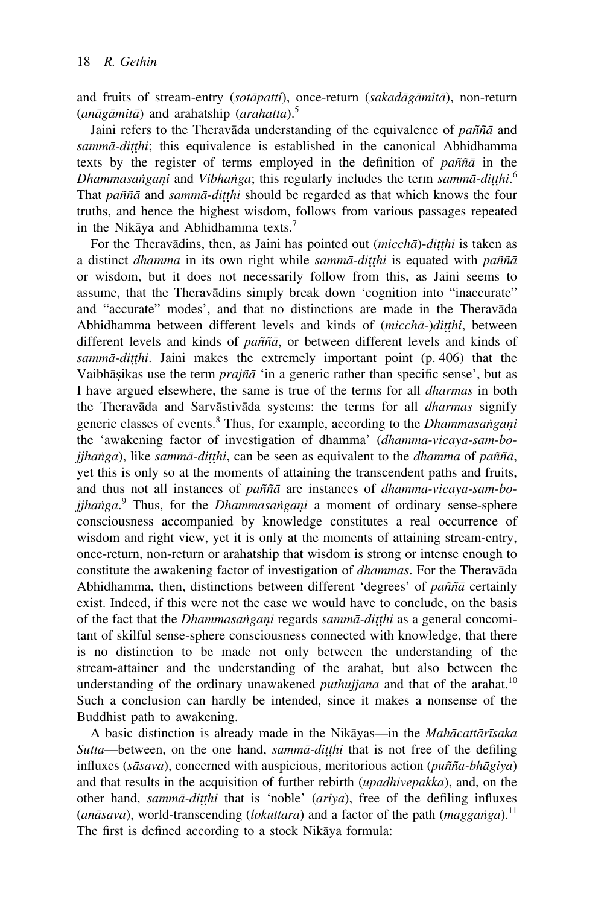and fruits of stream-entry (*sotāpatti*), once-return (*sakadāgāmitā*), non-return (*anāgāmitā*) and arahatship (*arahatta*).[5]

Jaini refers to the Theravāda understanding of the equivalence of *paññā* and *sammā-diṭṭhi*; this equivalence is established in the canonical Abhidhamma texts by the register of terms employed in the definition of *paññā* in the *Dhammasaṅgaṇi* and *Vibhaṅga*; this regularly includes the term *sammā-diṭṭhi*.[6] That *paññā* and *sammā-diṭṭhi* should be regarded as that which knows the four truths, and hence the highest wisdom, follows from various passages repeated in the Nikāya and Abhidhamma texts.[7]

For the Theravādins, then, as Jaini has pointed out (*micchā*)-*diṭṭhi* is taken as a distinct *dhamma* in its own right while *sammā-diṭṭhi* is equated with *paññā* or wisdom, but it does not necessarily follow from this, as Jaini seems to assume, that the Theravādins simply break down 'cognition into "inaccurate" and "accurate" modes', and that no distinctions are made in the Theravāda Abhidhamma between different levels and kinds of (*micchā-*)*diṭṭhi*, between different levels and kinds of *paññā*, or between different levels and kinds of *sammā-diṭṭhi*. Jaini makes the extremely important point (p. 406) that the Vaibhāṣikas use the term *prajñā* 'in a generic rather than specific sense', but as I have argued elsewhere, the same is true of the terms for all *dharmas* in both the Theravāda and Sarvāstivāda systems: the terms for all *dharmas* signify generic classes of events.[8] Thus, for example, according to the *Dhammasaṅgaṇi* the 'awakening factor of investigation of dhamma' (*dhamma-vicaya-sam-bojjhaṅga*), like *sammā-diṭṭhi*, can be seen as equivalent to the *dhamma* of *paññā*, yet this is only so at the moments of attaining the transcendent paths and fruits, and thus not all instances of *paññā* are instances of *dhamma-vicaya-sam-bojjhaṅga*.[9] Thus, for the *Dhammasaṅgaṇi* a moment of ordinary sense-sphere consciousness accompanied by knowledge constitutes a real occurrence of wisdom and right view, yet it is only at the moments of attaining stream-entry, once-return, non-return or arahatship that wisdom is strong or intense enough to constitute the awakening factor of investigation of *dhammas*. For the Theravāda Abhidhamma, then, distinctions between different 'degrees' of *paññā* certainly exist. Indeed, if this were not the case we would have to conclude, on the basis of the fact that the *Dhammasaṅgaṇi* regards *sammā-diṭṭhi* as a general concomitant of skilful sense-sphere consciousness connected with knowledge, that there is no distinction to be made not only between the understanding of the stream-attainer and the understanding of the arahat, but also between the understanding of the ordinary unawakened *puthujjana* and that of the arahat.[10] Such a conclusion can hardly be intended, since it makes a nonsense of the Buddhist path to awakening.

A basic distinction is already made in the Nikāyas—in the *Mahācattārīsaka Sutta*—between, on the one hand, *sammā-diṭṭhi* that is not free of the defiling influxes (*sāsava*), concerned with auspicious, meritorious action (*puñña-bhāgiya*) and that results in the acquisition of further rebirth (*upadhivepakka*), and, on the other hand, *sammā-diṭṭhi* that is 'noble' (*ariya*), free of the defiling influxes (*anāsava*), world-transcending (*lokuttara*) and a factor of the path (*maggaṅga*).[11] The first is defined according to a stock Nikāya formula: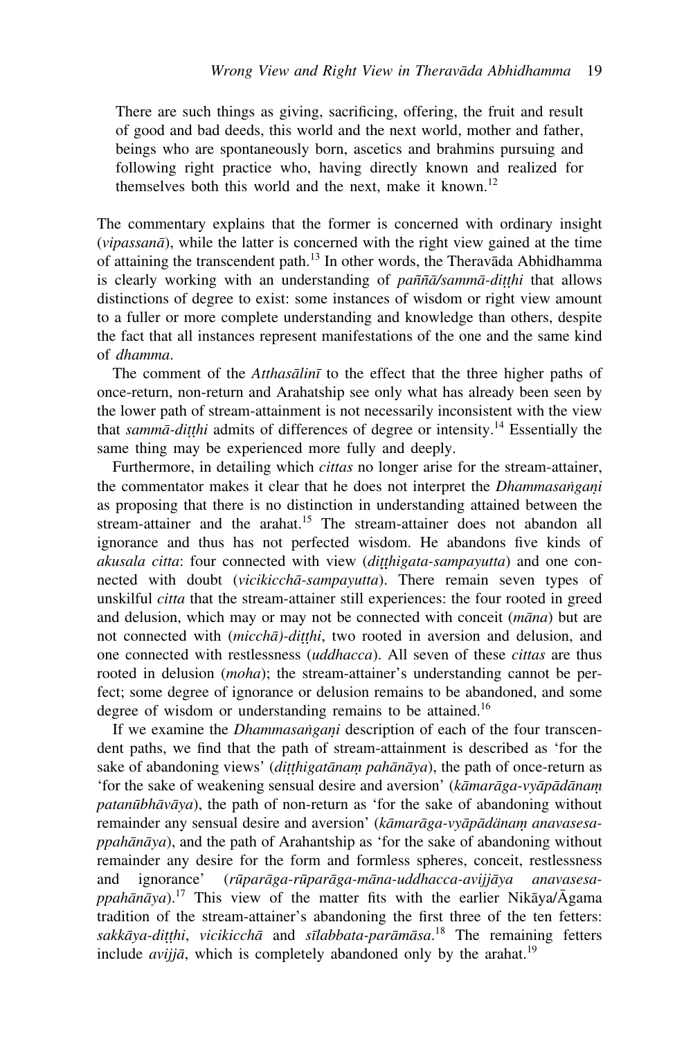> There are such things as giving, sacrificing, offering, the fruit and result of good and bad deeds, this world and the next world, mother and father, beings who are spontaneously born, ascetics and brahmins pursuing and following right practice who, having directly known and realized for themselves both this world and the next, make it known.[12]

The commentary explains that the former is concerned with ordinary insight (*vipassanā*), while the latter is concerned with the right view gained at the time of attaining the transcendent path.[13] In other words, the Theravāda Abhidhamma is clearly working with an understanding of *paññā/sammā-diṭṭhi* that allows distinctions of degree to exist: some instances of wisdom or right view amount to a fuller or more complete understanding and knowledge than others, despite the fact that all instances represent manifestations of the one and the same kind of *dhamma*.

The comment of the *Atthasālinī* to the effect that the three higher paths of once-return, non-return and Arahatship see only what has already been seen by the lower path of stream-attainment is not necessarily inconsistent with the view that *sammā-diṭṭhi* admits of differences of degree or intensity.[14] Essentially the same thing may be experienced more fully and deeply.

Furthermore, in detailing which *cittas* no longer arise for the stream-attainer, the commentator makes it clear that he does not interpret the *Dhammasaṅgaṇi* as proposing that there is no distinction in understanding attained between the stream-attainer and the arahat.[15] The stream-attainer does not abandon all ignorance and thus has not perfected wisdom. He abandons five kinds of *akusala citta*: four connected with view (*diṭṭhigata-sampayutta*) and one connected with doubt (*vicikicchā-sampayutta*). There remain seven types of unskilful *citta* that the stream-attainer still experiences: the four rooted in greed and delusion, which may or may not be connected with conceit (*māna*) but are not connected with (*micchā*)-*diṭṭhi*, two rooted in aversion and delusion, and one connected with restlessness (*uddhacca*). All seven of these *cittas* are thus rooted in delusion (*moha*); the stream-attainer's understanding cannot be perfect; some degree of ignorance or delusion remains to be abandoned, and some degree of wisdom or understanding remains to be attained.[16]

If we examine the *Dhammasaṅgaṇi* description of each of the four transcendent paths, we find that the path of stream-attainment is described as 'for the sake of abandoning views' (*diṭṭhigatānaṃ pahānāya*), the path of once-return as 'for the sake of weakening sensual desire and aversion' (*kāmarāga-vyāpādānaṃ patanūbhāvāya*), the path of non-return as 'for the sake of abandoning without remainder any sensual desire and aversion' (*kāmarāga-vyāpādānaṃ anavasesa-ppahānāya*), and the path of Arahantship as 'for the sake of abandoning without remainder any desire for the form and formless spheres, conceit, restlessness and ignorance' (*rūparāga-rūparāga-māna-uddhacca-avijjāya anavasesa-ppahānāya*).[17] This view of the matter fits with the earlier Nikāya/Āgama tradition of the stream-attainer's abandoning the first three of the ten fetters: *sakkāya-diṭṭhi*, *vicikicchā* and *sīlabbata-parāmāsa*.[18] The remaining fetters include *avijjā*, which is completely abandoned only by the arahat.[19]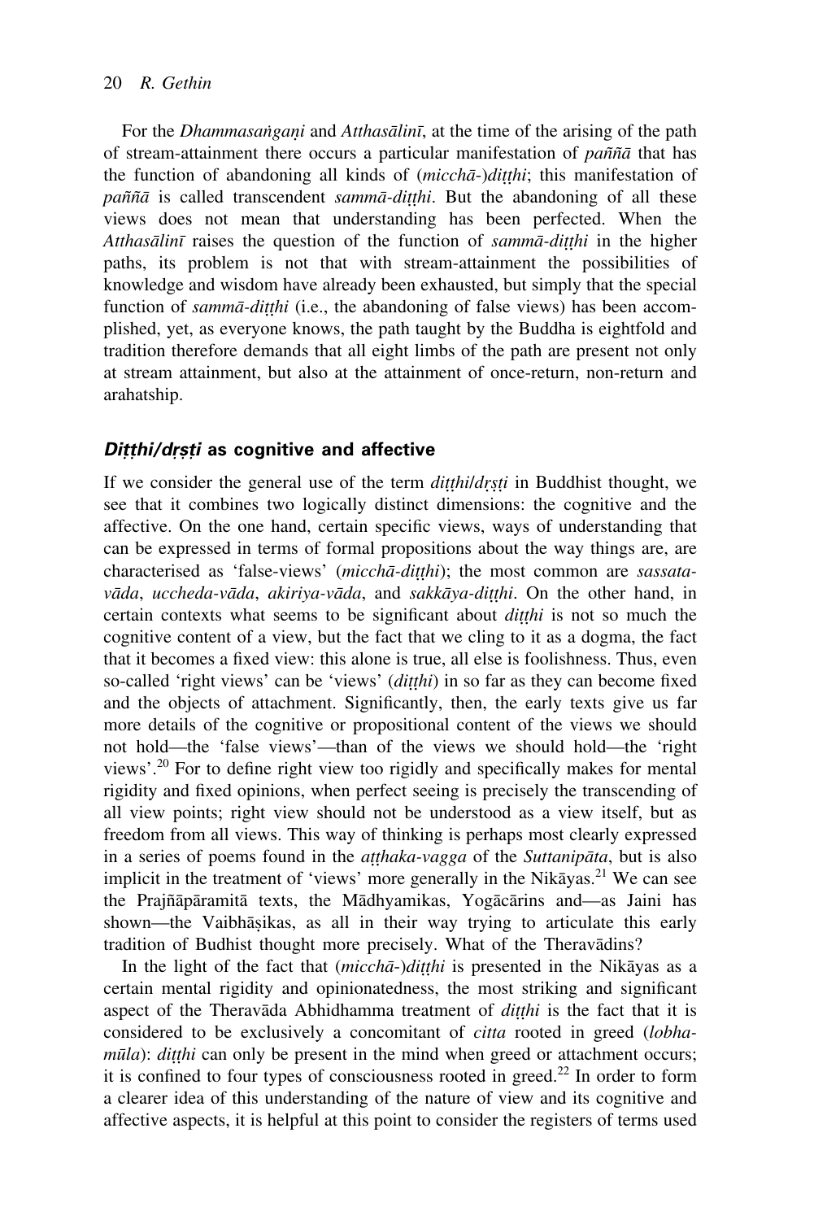For the *Dhammasaṅgaṇi* and *Atthasālinī*, at the time of the arising of the path of stream-attainment there occurs a particular manifestation of *paññā* that has the function of abandoning all kinds of (*micchā-*)*diṭṭhi*; this manifestation of *paññā* is called transcendent *sammā-diṭṭhi*. But the abandoning of all these views does not mean that understanding has been perfected. When the *Atthasālinī* raises the question of the function of *sammā-diṭṭhi* in the higher paths, its problem is not that with stream-attainment the possibilities of knowledge and wisdom have already been exhausted, but simply that the special function of *sammā-diṭṭhi* (i.e., the abandoning of false views) has been accomplished, yet, as everyone knows, the path taught by the Buddha is eightfold and tradition therefore demands that all eight limbs of the path are present not only at stream attainment, but also at the attainment of once-return, non-return and arahatship.

## *Diṭṭhi/dṛṣṭi* as cognitive and affective

If we consider the general use of the term *diṭṭhi/dṛṣṭi* in Buddhist thought, we see that it combines two logically distinct dimensions: the cognitive and the affective. On the one hand, certain specific views, ways of understanding that can be expressed in terms of formal propositions about the way things are, are characterised as 'false-views' (*micchā-diṭṭhi*); the most common are *sassata-vāda*, *uccheda-vāda*, *akiriya-vāda*, and *sakkāya-diṭṭhi*. On the other hand, in certain contexts what seems to be significant about *diṭṭhi* is not so much the cognitive content of a view, but the fact that we cling to it as a dogma, the fact that it becomes a fixed view: this alone is true, all else is foolishness. Thus, even so-called 'right views' can be 'views' (*diṭṭhi*) in so far as they can become fixed and the objects of attachment. Significantly, then, the early texts give us far more details of the cognitive or propositional content of the views we should not hold—the 'false views'—than of the views we should hold—the 'right views'.[20] For to define right view too rigidly and specifically makes for mental rigidity and fixed opinions, when perfect seeing is precisely the transcending of all view points; right view should not be understood as a view itself, but as freedom from all views. This way of thinking is perhaps most clearly expressed in a series of poems found in the *aṭṭhaka-vagga* of the *Suttanipāta*, but is also implicit in the treatment of 'views' more generally in the Nikāyas.[21] We can see the Prajñāpāramitā texts, the Mādhyamikas, Yogācārins and—as Jaini has shown—the Vaibhāṣikas, as all in their way trying to articulate this early tradition of Budhist thought more precisely. What of the Theravādins?

In the light of the fact that (*micchā-*)*diṭṭhi* is presented in the Nikāyas as a certain mental rigidity and opinionatedness, the most striking and significant aspect of the Theravāda Abhidhamma treatment of *diṭṭhi* is the fact that it is considered to be exclusively a concomitant of *citta* rooted in greed (*lobha-mūla*): *diṭṭhi* can only be present in the mind when greed or attachment occurs; it is confined to four types of consciousness rooted in greed.[22] In order to form a clearer idea of this understanding of the nature of view and its cognitive and affective aspects, it is helpful at this point to consider the registers of terms used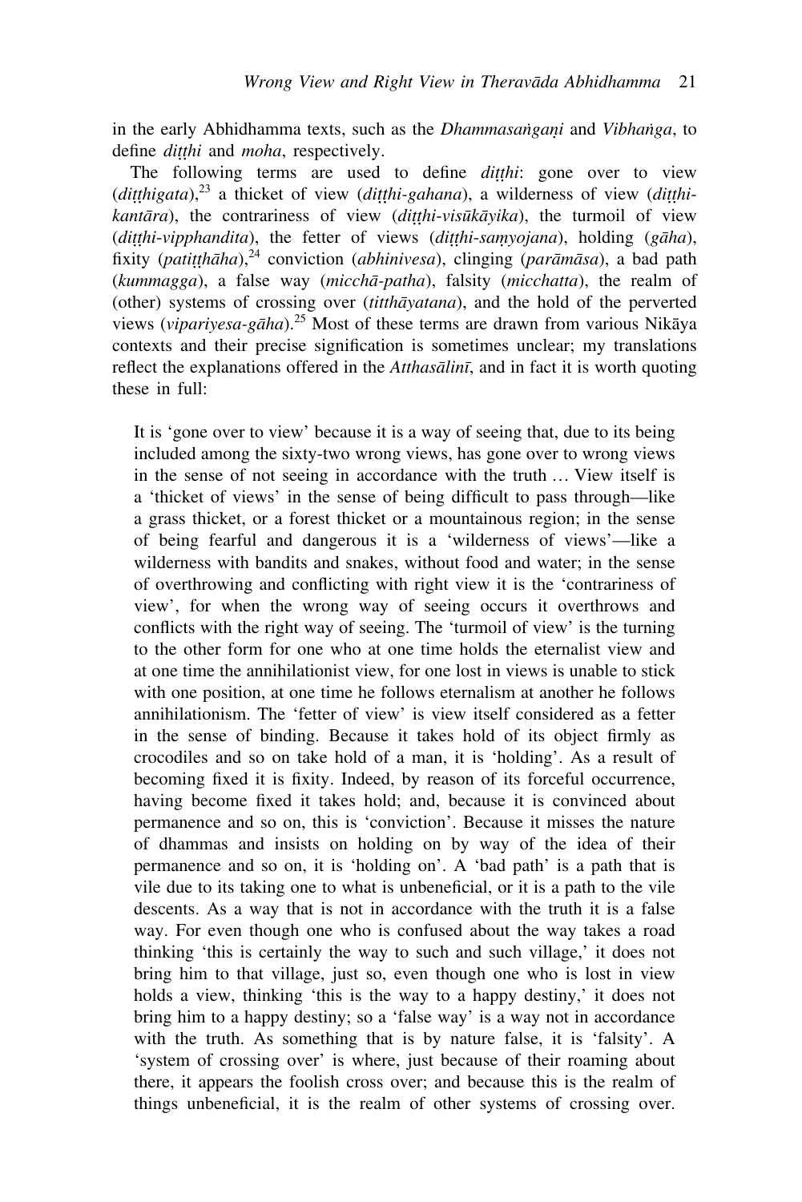in the early Abhidhamma texts, such as the *Dhammasaṅgaṇi* and *Vibhaṅga*, to define *diṭṭhi* and *moha*, respectively.

The following terms are used to define *diṭṭhi*: gone over to view (*diṭṭhigata*),[23] a thicket of view (*diṭṭhi-gahana*), a wilderness of view (*diṭṭhi-kantāra*), the contrariness of view (*diṭṭhi-visūkāyika*), the turmoil of view (*diṭṭhi-vipphandita*), the fetter of views (*diṭṭhi-saṃyojana*), holding (*gāha*), fixity (*patiṭṭhāha*),[24] conviction (*abhinivesa*), clinging (*parāmāsa*), a bad path (*kummagga*), a false way (*micchā-patha*), falsity (*micchatta*), the realm of (other) systems of crossing over (*titthāyatana*), and the hold of the perverted views (*vipariyesa-gāha*).[25] Most of these terms are drawn from various Nikāya contexts and their precise signification is sometimes unclear; my translations reflect the explanations offered in the *Atthasālinī*, and in fact it is worth quoting these in full:

> It is 'gone over to view' because it is a way of seeing that, due to its being included among the sixty-two wrong views, has gone over to wrong views in the sense of not seeing in accordance with the truth … View itself is a 'thicket of views' in the sense of being difficult to pass through—like a grass thicket, or a forest thicket or a mountainous region; in the sense of being fearful and dangerous it is a 'wilderness of views'—like a wilderness with bandits and snakes, without food and water; in the sense of overthrowing and conflicting with right view it is the 'contrariness of view', for when the wrong way of seeing occurs it overthrows and conflicts with the right way of seeing. The 'turmoil of view' is the turning to the other form for one who at one time holds the eternalist view and at one time the annihilationist view, for one lost in views is unable to stick with one position, at one time he follows eternalism at another he follows annihilationism. The 'fetter of view' is view itself considered as a fetter in the sense of binding. Because it takes hold of its object firmly as crocodiles and so on take hold of a man, it is 'holding'. As a result of becoming fixed it is fixity. Indeed, by reason of its forceful occurrence, having become fixed it takes hold; and, because it is convinced about permanence and so on, this is 'conviction'. Because it misses the nature of dhammas and insists on holding on by way of the idea of their permanence and so on, it is 'holding on'. A 'bad path' is a path that is vile due to its taking one to what is unbeneficial, or it is a path to the vile descents. As a way that is not in accordance with the truth it is a false way. For even though one who is confused about the way takes a road thinking 'this is certainly the way to such and such village,' it does not bring him to that village, just so, even though one who is lost in view holds a view, thinking 'this is the way to a happy destiny,' it does not bring him to a happy destiny; so a 'false way' is a way not in accordance with the truth. As something that is by nature false, it is 'falsity'. A 'system of crossing over' is where, just because of their roaming about there, it appears the foolish cross over; and because this is the realm of things unbeneficial, it is the realm of other systems of crossing over.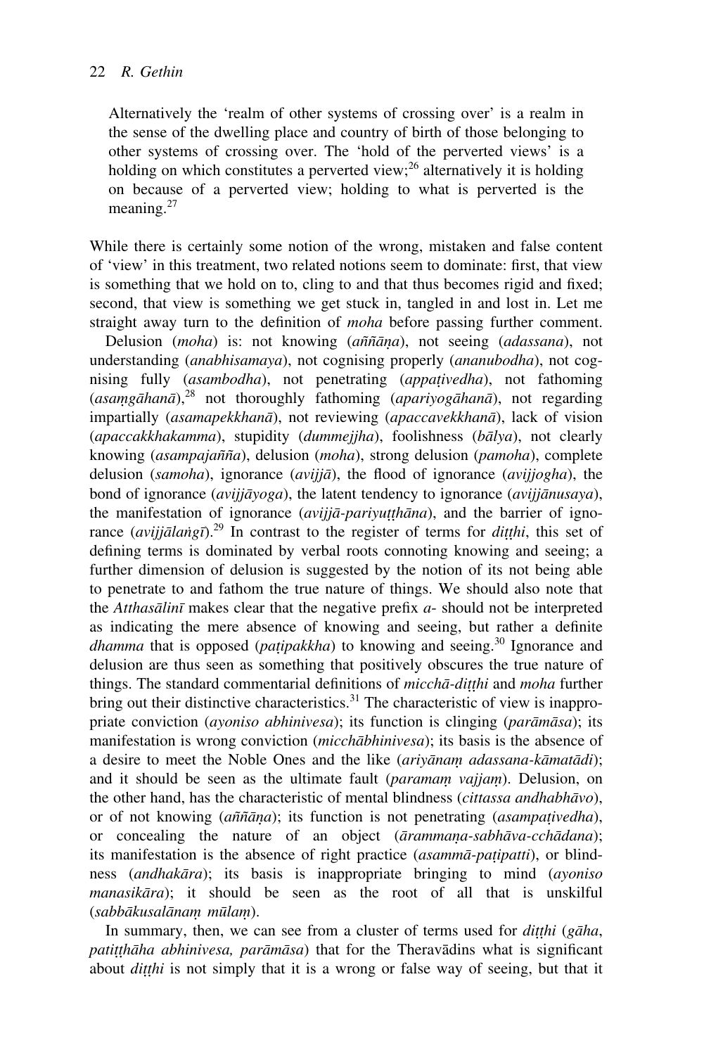> Alternatively the 'realm of other systems of crossing over' is a realm in the sense of the dwelling place and country of birth of those belonging to other systems of crossing over. The 'hold of the perverted views' is a holding on which constitutes a perverted view;[26] alternatively it is holding on because of a perverted view; holding to what is perverted is the meaning.[27]

While there is certainly some notion of the wrong, mistaken and false content of 'view' in this treatment, two related notions seem to dominate: first, that view is something that we hold on to, cling to and that thus becomes rigid and fixed; second, that view is something we get stuck in, tangled in and lost in. Let me straight away turn to the definition of *moha* before passing further comment.

Delusion (*moha*) is: not knowing (*aññāṇa*), not seeing (*adassana*), not understanding (*anabhisamaya*), not cognising properly (*ananubodha*), not cognising fully (*asambodha*), not penetrating (*appaṭivedha*), not fathoming (*asaṃgāhanā*),[28] not thoroughly fathoming (*apariyogāhanā*), not regarding impartially (*asamapekkhanā*), not reviewing (*apaccavekkhanā*), lack of vision (*apaccakkhakamma*), stupidity (*dummejjha*), foolishness (*bālya*), not clearly knowing (*asampajañña*), delusion (*moha*), strong delusion (*pamoha*), complete delusion (*samoha*), ignorance (*avijjā*), the flood of ignorance (*avijjogha*), the bond of ignorance (*avijjāyoga*), the latent tendency to ignorance (*avijjānusaya*), the manifestation of ignorance (*avijjā-pariyuṭṭhāna*), and the barrier of ignorance (*avijjālaṅgī*).[29] In contrast to the register of terms for *diṭṭhi*, this set of defining terms is dominated by verbal roots connoting knowing and seeing; a further dimension of delusion is suggested by the notion of its not being able to penetrate to and fathom the true nature of things. We should also note that the *Atthasālinī* makes clear that the negative prefix *a-* should not be interpreted as indicating the mere absence of knowing and seeing, but rather a definite *dhamma* that is opposed (*paṭipakkha*) to knowing and seeing.[30] Ignorance and delusion are thus seen as something that positively obscures the true nature of things. The standard commentarial definitions of *micchā-diṭṭhi* and *moha* further bring out their distinctive characteristics.[31] The characteristic of view is inappropriate conviction (*ayoniso abhinivesa*); its function is clinging (*parāmāsa*); its manifestation is wrong conviction (*micchābhinivesa*); its basis is the absence of a desire to meet the Noble Ones and the like (*ariyānaṃ adassana-kāmatādi*); and it should be seen as the ultimate fault (*paramaṃ vajjaṃ*). Delusion, on the other hand, has the characteristic of mental blindness (*cittassa andhabhāvo*), or of not knowing (*aññāṇa*); its function is not penetrating (*asampaṭivedha*), or concealing the nature of an object (*ārammaṇa-sabhāva-cchādana*); its manifestation is the absence of right practice (*asammā-paṭipatti*), or blindness (*andhakāra*); its basis is inappropriate bringing to mind (*ayoniso manasikāra*); it should be seen as the root of all that is unskilful (*sabbākusalānaṃ mūlaṃ*).

In summary, then, we can see from a cluster of terms used for *diṭṭhi* (*gāha*, *patiṭṭhāha abhinivesa, parāmāsa*) that for the Theravādins what is significant about *diṭṭhi* is not simply that it is a wrong or false way of seeing, but that it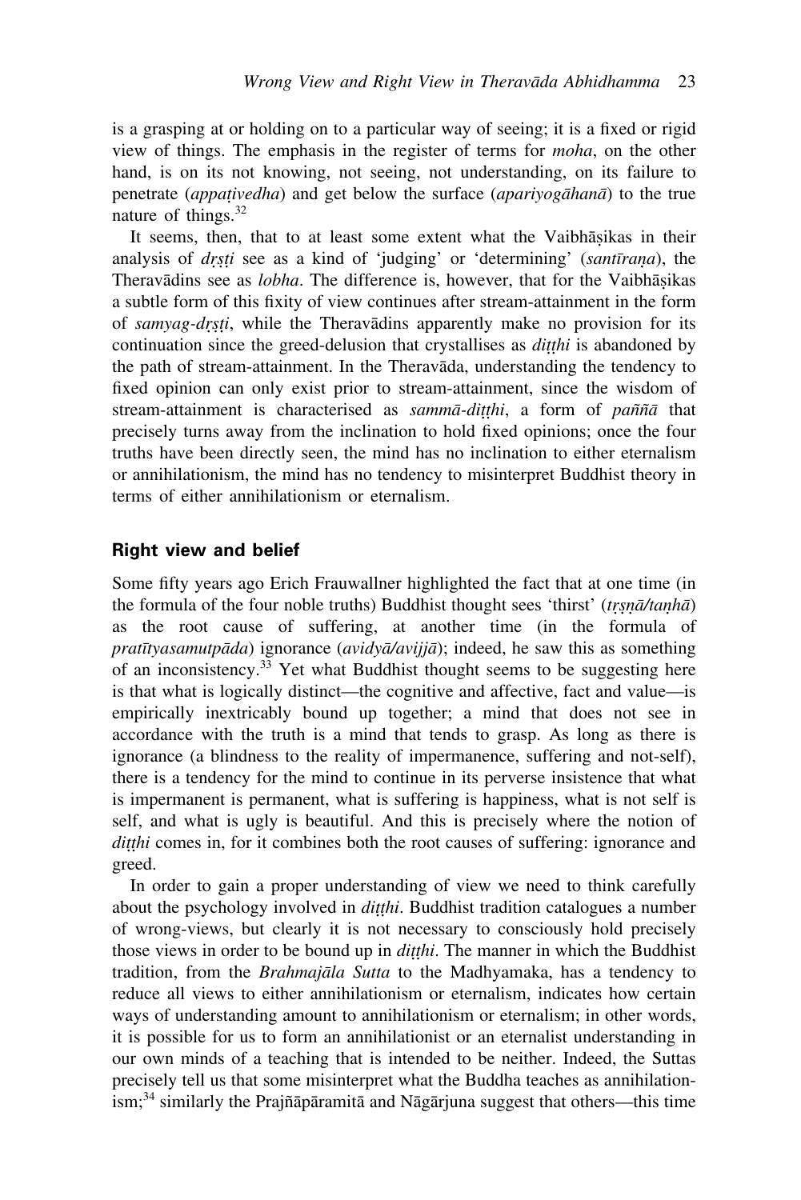is a grasping at or holding on to a particular way of seeing; it is a fixed or rigid view of things. The emphasis in the register of terms for *moha*, on the other hand, is on its not knowing, not seeing, not understanding, on its failure to penetrate (*appaṭivedha*) and get below the surface (*apariyogāhanā*) to the true nature of things.[32]

It seems, then, that to at least some extent what the Vaibhāṣikas in their analysis of *dṛṣṭi* see as a kind of 'judging' or 'determining' (*santīraṇa*), the Theravādins see as *lobha*. The difference is, however, that for the Vaibhāṣikas a subtle form of this fixity of view continues after stream-attainment in the form of *samyag-dṛṣṭi*, while the Theravādins apparently make no provision for its continuation since the greed-delusion that crystallises as *diṭṭhi* is abandoned by the path of stream-attainment. In the Theravāda, understanding the tendency to fixed opinion can only exist prior to stream-attainment, since the wisdom of stream-attainment is characterised as *sammā-diṭṭhi*, a form of *paññā* that precisely turns away from the inclination to hold fixed opinions; once the four truths have been directly seen, the mind has no inclination to either eternalism or annihilationism, the mind has no tendency to misinterpret Buddhist theory in terms of either annihilationism or eternalism.

## Right view and belief

Some fifty years ago Erich Frauwallner highlighted the fact that at one time (in the formula of the four noble truths) Buddhist thought sees 'thirst' (*tṛṣṇā/taṇhā*) as the root cause of suffering, at another time (in the formula of *pratītyasamutpāda*) ignorance (*avidyā/avijjā*); indeed, he saw this as something of an inconsistency.[33] Yet what Buddhist thought seems to be suggesting here is that what is logically distinct—the cognitive and affective, fact and value—is empirically inextricably bound up together; a mind that does not see in accordance with the truth is a mind that tends to grasp. As long as there is ignorance (a blindness to the reality of impermanence, suffering and not-self), there is a tendency for the mind to continue in its perverse insistence that what is impermanent is permanent, what is suffering is happiness, what is not self is self, and what is ugly is beautiful. And this is precisely where the notion of *diṭṭhi* comes in, for it combines both the root causes of suffering: ignorance and greed.

In order to gain a proper understanding of view we need to think carefully about the psychology involved in *diṭṭhi*. Buddhist tradition catalogues a number of wrong-views, but clearly it is not necessary to consciously hold precisely those views in order to be bound up in *diṭṭhi*. The manner in which the Buddhist tradition, from the *Brahmajāla Sutta* to the Madhyamaka, has a tendency to reduce all views to either annihilationism or eternalism, indicates how certain ways of understanding amount to annihilationism or eternalism; in other words, it is possible for us to form an annihilationist or an eternalist understanding in our own minds of a teaching that is intended to be neither. Indeed, the Suttas precisely tell us that some misinterpret what the Buddha teaches as annihilationism;[34] similarly the Prajñāpāramitā and Nāgārjuna suggest that others—this time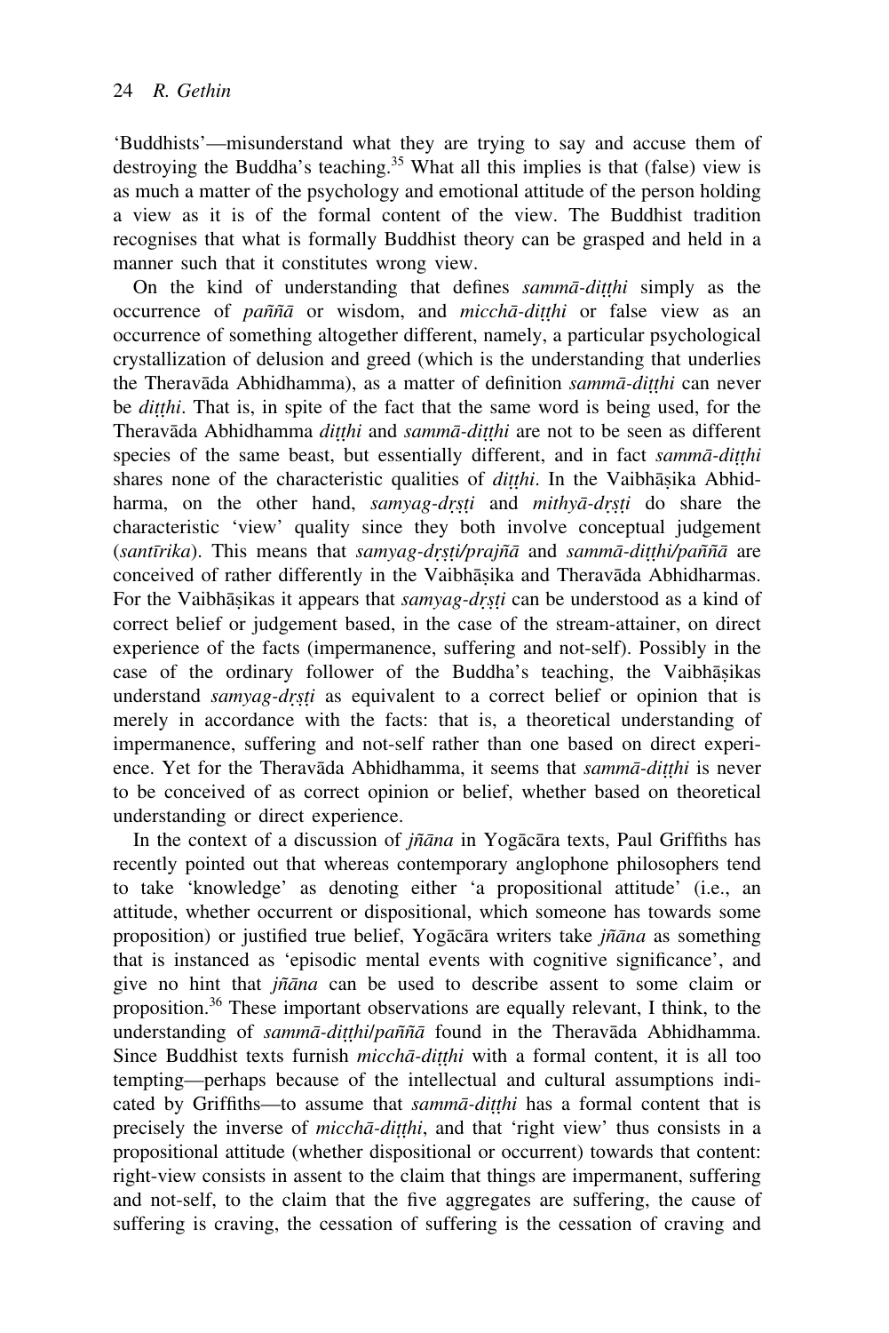'Buddhists'—misunderstand what they are trying to say and accuse them of destroying the Buddha's teaching.[35] What all this implies is that (false) view is as much a matter of the psychology and emotional attitude of the person holding a view as it is of the formal content of the view. The Buddhist tradition recognises that what is formally Buddhist theory can be grasped and held in a manner such that it constitutes wrong view.

On the kind of understanding that defines *sammā-diṭṭhi* simply as the occurrence of *paññā* or wisdom, and *micchā-diṭṭhi* or false view as an occurrence of something altogether different, namely, a particular psychological crystallization of delusion and greed (which is the understanding that underlies the Theravāda Abhidhamma), as a matter of definition *sammā-diṭṭhi* can never be *diṭṭhi*. That is, in spite of the fact that the same word is being used, for the Theravāda Abhidhamma *diṭṭhi* and *sammā-diṭṭhi* are not to be seen as different species of the same beast, but essentially different, and in fact *sammā-diṭṭhi* shares none of the characteristic qualities of *diṭṭhi*. In the Vaibhāṣika Abhidharma, on the other hand, *samyag-dṛṣṭi* and *mithyā-dṛṣṭi* do share the characteristic 'view' quality since they both involve conceptual judgement (*santīrika*). This means that *samyag-dṛṣṭi/prajñā* and *sammā-diṭṭhi/paññā* are conceived of rather differently in the Vaibhāṣika and Theravāda Abhidharmas. For the Vaibhāṣikas it appears that *samyag-dṛṣṭi* can be understood as a kind of correct belief or judgement based, in the case of the stream-attainer, on direct experience of the facts (impermanence, suffering and not-self). Possibly in the case of the ordinary follower of the Buddha's teaching, the Vaibhāṣikas understand *samyag-dṛṣṭi* as equivalent to a correct belief or opinion that is merely in accordance with the facts: that is, a theoretical understanding of impermanence, suffering and not-self rather than one based on direct experience. Yet for the Theravāda Abhidhamma, it seems that *sammā-diṭṭhi* is never to be conceived of as correct opinion or belief, whether based on theoretical understanding or direct experience.

In the context of a discussion of *jñāna* in Yogācāra texts, Paul Griffiths has recently pointed out that whereas contemporary anglophone philosophers tend to take 'knowledge' as denoting either 'a propositional attitude' (i.e., an attitude, whether occurrent or dispositional, which someone has towards some proposition) or justified true belief, Yogācāra writers take *jñāna* as something that is instanced as 'episodic mental events with cognitive significance', and give no hint that *jñāna* can be used to describe assent to some claim or proposition.[36] These important observations are equally relevant, I think, to the understanding of *sammā-diṭṭhi/paññā* found in the Theravāda Abhidhamma. Since Buddhist texts furnish *micchā-diṭṭhi* with a formal content, it is all too tempting—perhaps because of the intellectual and cultural assumptions indicated by Griffiths—to assume that *sammā-diṭṭhi* has a formal content that is precisely the inverse of *micchā-diṭṭhi*, and that 'right view' thus consists in a propositional attitude (whether dispositional or occurrent) towards that content: right-view consists in assent to the claim that things are impermanent, suffering and not-self, to the claim that the five aggregates are suffering, the cause of suffering is craving, the cessation of suffering is the cessation of craving and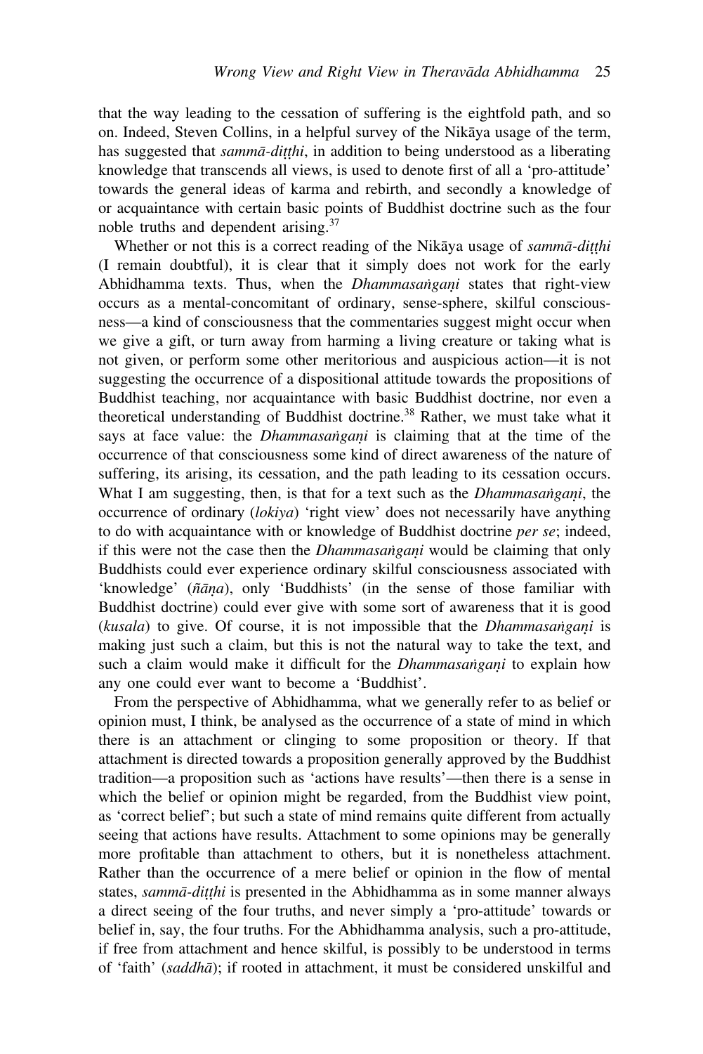that the way leading to the cessation of suffering is the eightfold path, and so on. Indeed, Steven Collins, in a helpful survey of the Nikāya usage of the term, has suggested that *sammā-diṭṭhi*, in addition to being understood as a liberating knowledge that transcends all views, is used to denote first of all a 'pro-attitude' towards the general ideas of karma and rebirth, and secondly a knowledge of or acquaintance with certain basic points of Buddhist doctrine such as the four noble truths and dependent arising.[37]

Whether or not this is a correct reading of the Nikāya usage of *sammā-diṭṭhi* (I remain doubtful), it is clear that it simply does not work for the early Abhidhamma texts. Thus, when the *Dhammasaṅgaṇi* states that right-view occurs as a mental-concomitant of ordinary, sense-sphere, skilful consciousness—a kind of consciousness that the commentaries suggest might occur when we give a gift, or turn away from harming a living creature or taking what is not given, or perform some other meritorious and auspicious action—it is not suggesting the occurrence of a dispositional attitude towards the propositions of Buddhist teaching, nor acquaintance with basic Buddhist doctrine, nor even a theoretical understanding of Buddhist doctrine.[38] Rather, we must take what it says at face value: the *Dhammasaṅgaṇi* is claiming that at the time of the occurrence of that consciousness some kind of direct awareness of the nature of suffering, its arising, its cessation, and the path leading to its cessation occurs. What I am suggesting, then, is that for a text such as the *Dhammasaṅgaṇi*, the occurrence of ordinary (*lokiya*) 'right view' does not necessarily have anything to do with acquaintance with or knowledge of Buddhist doctrine *per se*; indeed, if this were not the case then the *Dhammasaṅgaṇi* would be claiming that only Buddhists could ever experience ordinary skilful consciousness associated with 'knowledge' (*ñāṇa*), only 'Buddhists' (in the sense of those familiar with Buddhist doctrine) could ever give with some sort of awareness that it is good (*kusala*) to give. Of course, it is not impossible that the *Dhammasaṅgaṇi* is making just such a claim, but this is not the natural way to take the text, and such a claim would make it difficult for the *Dhammasaṅgaṇi* to explain how any one could ever want to become a 'Buddhist'.

From the perspective of Abhidhamma, what we generally refer to as belief or opinion must, I think, be analysed as the occurrence of a state of mind in which there is an attachment or clinging to some proposition or theory. If that attachment is directed towards a proposition generally approved by the Buddhist tradition—a proposition such as 'actions have results'—then there is a sense in which the belief or opinion might be regarded, from the Buddhist view point, as 'correct belief'; but such a state of mind remains quite different from actually seeing that actions have results. Attachment to some opinions may be generally more profitable than attachment to others, but it is nonetheless attachment. Rather than the occurrence of a mere belief or opinion in the flow of mental states, *sammā-diṭṭhi* is presented in the Abhidhamma as in some manner always a direct seeing of the four truths, and never simply a 'pro-attitude' towards or belief in, say, the four truths. For the Abhidhamma analysis, such a pro-attitude, if free from attachment and hence skilful, is possibly to be understood in terms of 'faith' (*saddhā*); if rooted in attachment, it must be considered unskilful and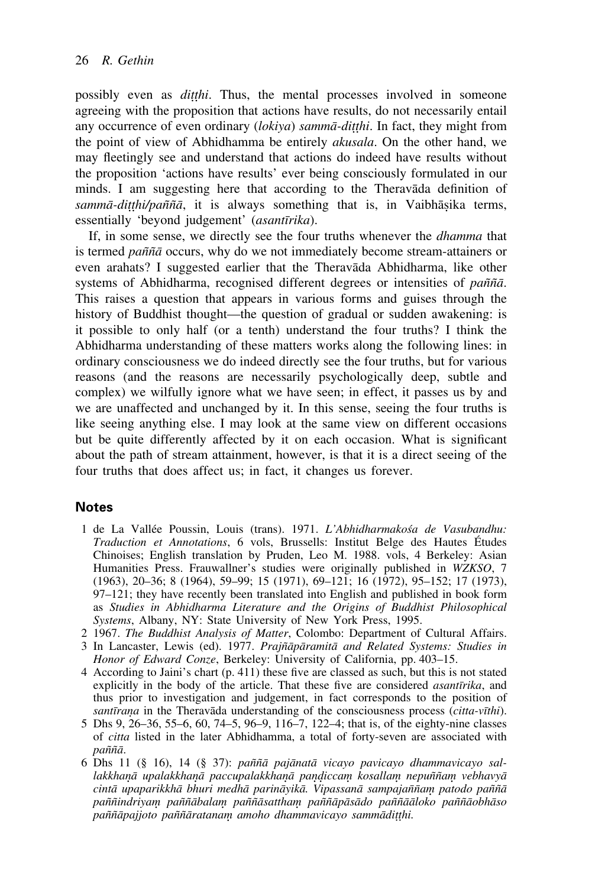possibly even as *diṭṭhi*. Thus, the mental processes involved in someone agreeing with the proposition that actions have results, do not necessarily entail any occurrence of even ordinary (*lokiya*) *sammā-diṭṭhi*. In fact, they might from the point of view of Abhidhamma be entirely *akusala*. On the other hand, we may fleetingly see and understand that actions do indeed have results without the proposition 'actions have results' ever being consciously formulated in our minds. I am suggesting here that according to the Theravāda definition of *sammā-diṭṭhi/paññā*, it is always something that is, in Vaibhāṣika terms, essentially 'beyond judgement' (*asantīrika*).

If, in some sense, we directly see the four truths whenever the *dhamma* that is termed *paññā* occurs, why do we not immediately become stream-attainers or even arahats? I suggested earlier that the Theravāda Abhidharma, like other systems of Abhidharma, recognised different degrees or intensities of *paññā*. This raises a question that appears in various forms and guises through the history of Buddhist thought—the question of gradual or sudden awakening: is it possible to only half (or a tenth) understand the four truths? I think the Abhidharma understanding of these matters works along the following lines: in ordinary consciousness we do indeed directly see the four truths, but for various reasons (and the reasons are necessarily psychologically deep, subtle and complex) we wilfully ignore what we have seen; in effect, it passes us by and we are unaffected and unchanged by it. In this sense, seeing the four truths is like seeing anything else. I may look at the same view on different occasions but be quite differently affected by it on each occasion. What is significant about the path of stream attainment, however, is that it is a direct seeing of the four truths that does affect us; in fact, it changes us forever.

## Notes

1 de La Vallée Poussin, Louis (trans). 1971. *L'Abhidharmakośa de Vasubandhu: Traduction et Annotations*, 6 vols, Brussells: Institut Belge des Hautes Études Chinoises; English translation by Pruden, Leo M. 1988. vols, 4 Berkeley: Asian Humanities Press. Frauwallner's studies were originally published in *WZKSO*, 7 (1963), 20–36; 8 (1964), 59–99; 15 (1971), 69–121; 16 (1972), 95–152; 17 (1973), 97–121; they have recently been translated into English and published in book form as *Studies in Abhidharma Literature and the Origins of Buddhist Philosophical Systems*, Albany, NY: State University of New York Press, 1995.

2 1967. *The Buddhist Analysis of Matter*, Colombo: Department of Cultural Affairs.

3 In Lancaster, Lewis (ed). 1977. *Prajñāpāramitā and Related Systems: Studies in Honor of Edward Conze*, Berkeley: University of California, pp. 403–15.

4 According to Jaini's chart (p. 411) these five are classed as such, but this is not stated explicitly in the body of the article. That these five are considered *asantīrika*, and thus prior to investigation and judgement, in fact corresponds to the position of *santīraṇa* in the Theravāda understanding of the consciousness process (*citta-vīthi*).

5 Dhs 9, 26–36, 55–6, 60, 74–5, 96–9, 116–7, 122–4; that is, of the eighty-nine classes of *citta* listed in the later Abhidhamma, a total of forty-seven are associated with *paññā*.

6 Dhs 11 (§ 16), 14 (§ 37): *paññā pajānatā vicayo pavicayo dhammavicayo sallakkhaṇā upalakkhaṇā paccupalakkhaṇā paṇḍiccaṃ kosallaṃ nepuññaṃ vebhavyā cintā upaparikkhā bhuri medhā parināyikā. Vipassanā sampajaññaṃ patodo paññā paññindriyaṃ paññābalaṃ paññāsatthaṃ paññāpāsādo paññāāloko paññāobhāso paññāpajjoto paññāratanaṃ amoho dhammavicayo sammādiṭṭhi.*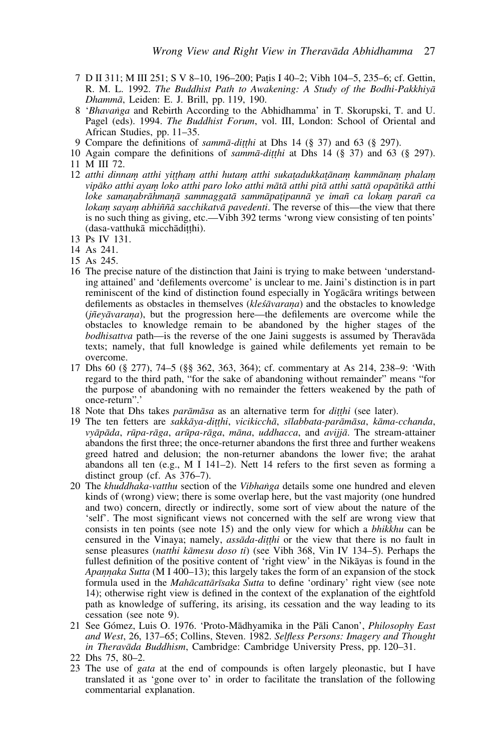7 D II 311; M III 251; S V 8–10, 196–200; Paṭis I 40–2; Vibh 104–5, 235–6; cf. Gettin, R. M. L. 1992. *The Buddhist Path to Awakening: A Study of the Bodhi-Pakkhiyā Dhammā*, Leiden: E. J. Brill, pp. 119, 190.

8 '*Bhavaṅga* and Rebirth According to the Abhidhamma' in T. Skorupski, T. and U. Pagel (eds). 1994. *The Buddhist Forum*, vol. III, London: School of Oriental and African Studies, pp. 11–35.

9 Compare the definitions of *sammā-diṭṭhi* at Dhs 14 (§ 37) and 63 (§ 297).

10 Again compare the definitions of *sammā-diṭṭhi* at Dhs 14 (§ 37) and 63 (§ 297).

11 M III 72.

12 *atthi dinnaṃ atthi yiṭṭhaṃ atthi hutaṃ atthi sukaṭadukkaṭānaṃ kammānaṃ phalaṃ vipāko atthi ayaṃ loko atthi paro loko atthi mātā atthi pitā atthi sattā opapātikā atthi loke samaṇabrāhmaṇā sammaggatā sammāpaṭipannā ye imañ ca lokaṃ parañ ca lokaṃ sayaṃ abhiññā sacchikatvā pavedenti*. The reverse of this—the view that there is no such thing as giving, etc.—Vibh 392 terms 'wrong view consisting of ten points' (dasa-vatthukā micchādiṭṭhi).

13 Ps IV 131.

14 As 241.

15 As 245.

16 The precise nature of the distinction that Jaini is trying to make between 'understanding attained' and 'defilements overcome' is unclear to me. Jaini's distinction is in part reminiscent of the kind of distinction found especially in Yogācāra writings between defilements as obstacles in themselves (*kleśāvaraṇa*) and the obstacles to knowledge (*jñeyāvaraṇa*), but the progression here—the defilements are overcome while the obstacles to knowledge remain to be abandoned by the higher stages of the *bodhisattva* path—is the reverse of the one Jaini suggests is assumed by Theravāda texts; namely, that full knowledge is gained while defilements yet remain to be overcome.

17 Dhs 60 (§ 277), 74–5 (§§ 362, 363, 364); cf. commentary at As 214, 238–9: 'With regard to the third path, "for the sake of abandoning without remainder" means "for the purpose of abandoning with no remainder the fetters weakened by the path of once-return".'

18 Note that Dhs takes *parāmāsa* as an alternative term for *diṭṭhi* (see later).

19 The ten fetters are *sakkāya-diṭṭhi*, *vicikicchā*, *sīlabbata-parāmāsa*, *kāma-cchanda*, *vyāpāda*, *rūpa-rāga*, *arūpa-rāga*, *māna*, *uddhacca*, and *avijjā*. The stream-attainer abandons the first three; the once-returner abandons the first three and further weakens greed hatred and delusion; the non-returner abandons the lower five; the arahat abandons all ten (e.g., M I 141–2). Nett 14 refers to the first seven as forming a distinct group (cf. As 376–7).

20 The *khuddhaka-vatthu* section of the *Vibhaṅga* details some one hundred and eleven kinds of (wrong) view; there is some overlap here, but the vast majority (one hundred and two) concern, directly or indirectly, some sort of view about the nature of the 'self'. The most significant views not concerned with the self are wrong view that consists in ten points (see note 15) and the only view for which a *bhikkhu* can be censured in the Vinaya; namely, *assāda-diṭṭhi* or the view that there is no fault in sense pleasures (*natthi kāmesu doso ti*) (see Vibh 368, Vin IV 134–5). Perhaps the fullest definition of the positive content of 'right view' in the Nikāyas is found in the *Apaṇṇaka Sutta* (M I 400–13); this largely takes the form of an expansion of the stock formula used in the *Mahācattārīsaka Sutta* to define 'ordinary' right view (see note 14); otherwise right view is defined in the context of the explanation of the eightfold path as knowledge of suffering, its arising, its cessation and the way leading to its cessation (see note 9).

21 See Gómez, Luis O. 1976. 'Proto-Mādhyamika in the Pāli Canon', *Philosophy East and West*, 26, 137–65; Collins, Steven. 1982. *Selfless Persons: Imagery and Thought in Theravāda Buddhism*, Cambridge: Cambridge University Press, pp. 120–31.

22 Dhs 75, 80–2.

23 The use of *gata* at the end of compounds is often largely pleonastic, but I have translated it as 'gone over to' in order to facilitate the translation of the following commentarial explanation.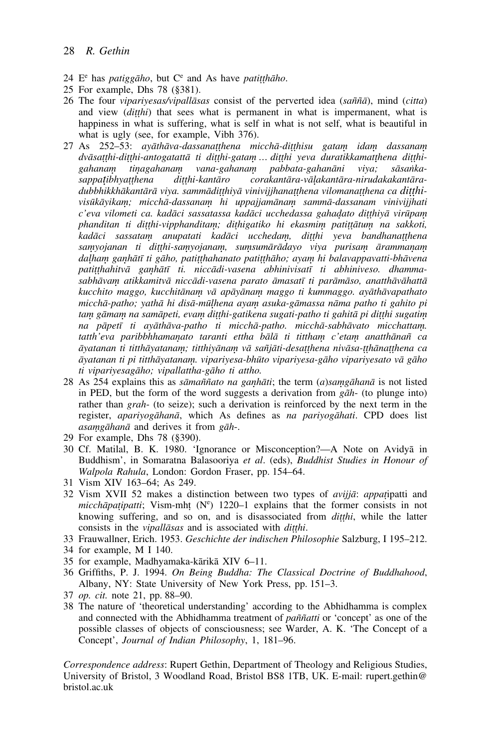24 E[e] has *patiggāho*, but C[e] and As have *patiṭṭhāho*.

25 For example, Dhs 78 (§381).

26 The four *vipariyesas/vipallāsas* consist of the perverted idea (*saññā*), mind (*citta*) and view (*diṭṭhi*) that sees what is permanent in what is impermanent, what is happiness in what is suffering, what is self in what is not self, what is beautiful in what is ugly (see, for example, Vibh 376).

27 As 252–53: *ayāthāva-dassanaṭṭhena micchā-diṭṭhisu gataṃ idaṃ dassanaṃ dvāsaṭṭhi-diṭṭhi-antogatattā ti diṭṭhi-gataṃ … diṭṭhi yeva duratikkamaṭṭhena diṭṭhi-gahanaṃ tiṇagahanaṃ vana-gahanaṃ pabbata-gahanāni viya; sāsaṅka-sappaṭibhyaṭṭhena diṭṭhi-kantāro corakantāra-vāḷakantāra-nirudakakantāra-dubbhikkhākantārā viya. sammādiṭṭhiyā vinivijjhanaṭṭhena vilomanaṭṭhena ca diṭṭhi-visūkāyikaṃ; micchā-dassanaṃ hi uppajjamānaṃ sammā-dassanam vinivijjhati c'eva vilometi ca. kadāci sassatassa kadāci ucchedassa gahaḍato diṭṭhiyā virūpaṃ phanditan ti diṭṭhi-vipphanditaṃ; diṭhigatiko hi ekasmiṃ patiṭṭātuṃ na sakkoti, kadāci sassataṃ anupatati kadāci ucchedaṃ, diṭṭhi yeva bandhanaṭṭhena saṃyojanan ti diṭṭhi-saṃyojanaṃ, suṃsumārādayo viya purisaṃ ārammaṇaṃ daḷhaṃ gaṇhātī ti gāho, patiṭṭhahanato patiṭṭhāho; ayaṃ hi balavappavatti-bhāvena patiṭṭhahitvā gaṇhātī ti. niccādi-vasena abhinivisatī ti abhiniveso. dhamma-sabhāvaṃ atikkamitvā niccādi-vasena parato āmasatī ti parāmāso, anatthāvāhattā kucchito maggo, kucchitānaṃ vā apāyānaṃ maggo ti kummaggo. ayāthāvapathato micchā-patho; yathā hi disā-mūḷhena ayaṃ asuka-gāmassa nāma patho ti gahito pi taṃ gāmaṃ na samāpeti, evaṃ diṭṭhi-gatikena sugati-patho ti gahitā pi diṭṭhi sugatiṃ na pāpetī ti ayāthāva-patho ti micchā-patho. micchā-sabhāvato micchattaṃ. tatth'eva paribbhamaṇato taranti ettha bālā ti titthaṃ c'etaṃ anatthānañ ca āyatanan ti titthāyatanaṃ; titthiyānaṃ vā sañjāti-desaṭṭhena nivāsa-ṭṭhānaṭṭhena ca āyatanan ti pi titthāyatanaṃ. vipariyesa-bhūto vipariyesa-gāho vipariyesato vā gāho ti vipariyesagāho; vipallattha-gāho ti attho.*

28 As 254 explains this as *sāmaññato na gaṇhāti*; the term (*a*)*saṃgāhanā* is not listed in PED, but the form of the word suggests a derivation from *gāh-* (to plunge into) rather than *grah-* (to seize); such a derivation is reinforced by the next term in the register, *apariyogāhanā*, which As defines as *na pariyogāhati*. CPD does list *asaṃgāhanā* and derives it from *gāh-*.

29 For example, Dhs 78 (§390).

30 Cf. Matilal, B. K. 1980. 'Ignorance or Misconception?—A Note on Avidyā in Buddhism', in Somaratna Balasooriya *et al*. (eds), *Buddhist Studies in Honour of Walpola Rahula*, London: Gordon Fraser, pp. 154–64.

31 Vism XIV 163–64; As 249.

32 Vism XVII 52 makes a distinction between two types of *avijjā*: *appaṭipatti* and *micchāpaṭipatti*; Vism-mhṭ (N[e]) 1220–1 explains that the former consists in not knowing suffering, and so on, and is disassociated from *diṭṭhi*, while the latter consists in the *vipallāsas* and is associated with *diṭṭhi*.

33 Frauwallner, Erich. 1953. *Geschichte der indischen Philosophie* Salzburg, I 195–212.

34 for example, M I 140.

35 for example, Madhyamaka-kārikā XIV 6–11.

36 Griffiths, P. J. 1994. *On Being Buddha: The Classical Doctrine of Buddhahood*, Albany, NY: State University of New York Press, pp. 151–3.

37 *op. cit.* note 21, pp. 88–90.

38 The nature of 'theoretical understanding' according to the Abhidhamma is complex and connected with the Abhidhamma treatment of *paññatti* or 'concept' as one of the possible classes of objects of consciousness; see Warder, A. K. 'The Concept of a Concept', *Journal of Indian Philosophy*, 1, 181–96.

*Correspondence address*: Rupert Gethin, Department of Theology and Religious Studies, University of Bristol, 3 Woodland Road, Bristol BS8 1TB, UK. E-mail: rupert.gethin@bristol.ac.uk